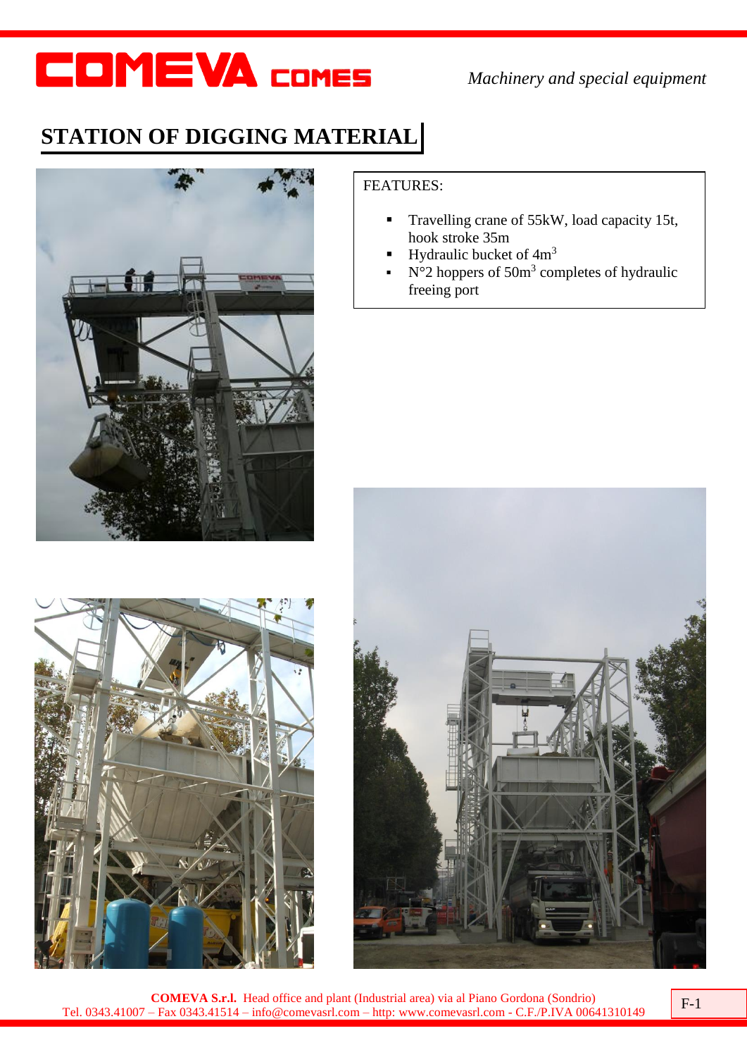COMEVA COMES

*Machinery and special equipment*

# STATION OF DIGGING MATERIAL

FEATURES:

- Travelling crane of 55kW, load capacity 15t, hook stroke 35m
- Hydraulic bucket of $4m^3$
- N°2 hoppers of $50m^3$ completes of hydraulic freeing port

**COMEVA S.r.l.** Head office and plant (Industrial area) via al Piano Gordona (Sondrio)
Tel. 0343.41007 – Fax 0343.41514 – info@comevasrl.com – http: www.comevasrl.com - C.F./P.IVA 00641310149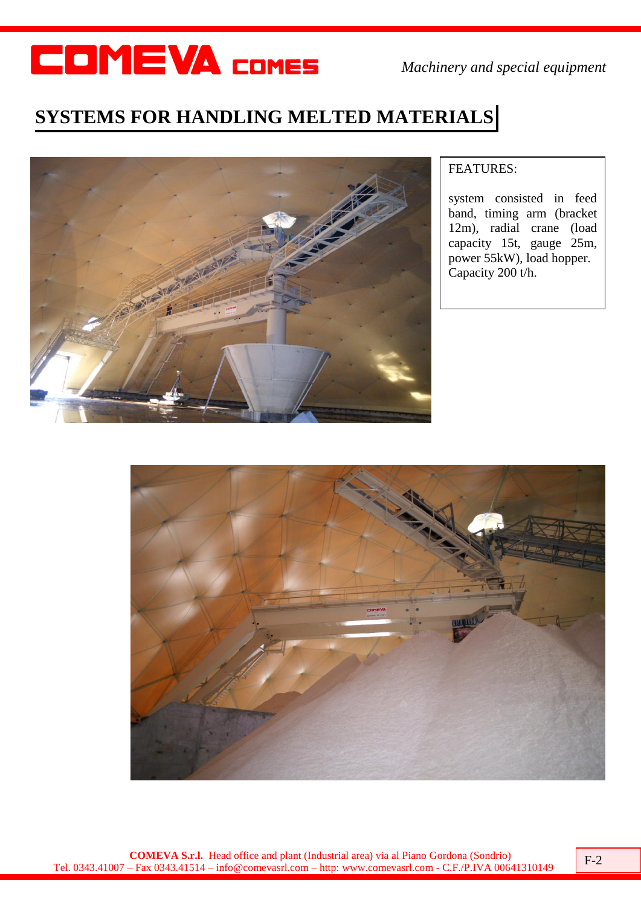# SYSTEMS FOR HANDLING MELTED MATERIALS

FEATURES:

system consisted in feed band, timing arm (bracket 12m), radial crane (load capacity 15t, gauge 25m, power 55kW), load hopper. Capacity 200 t/h.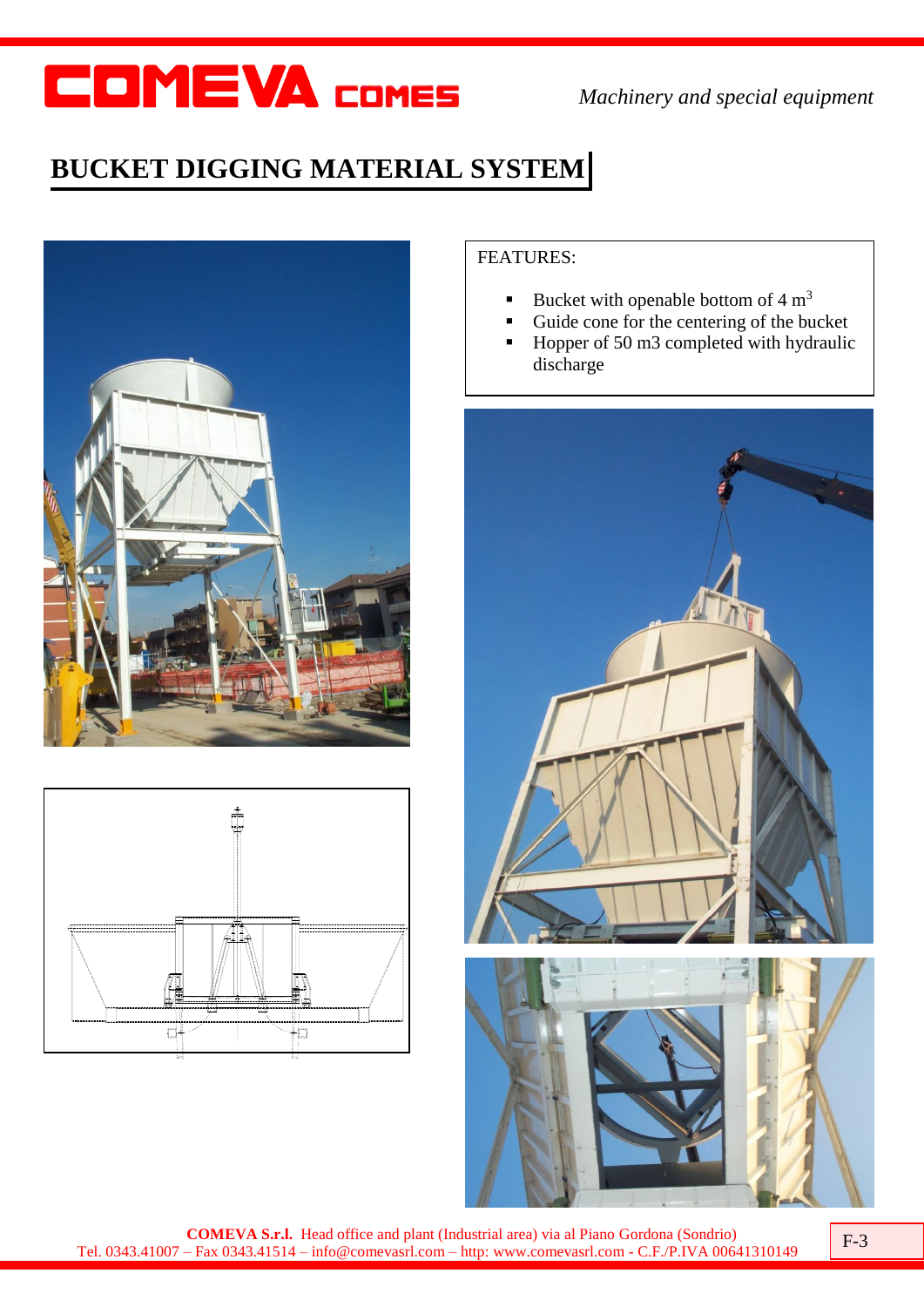# BUCKET DIGGING MATERIAL SYSTEM

FEATURES:

- Bucket with openable bottom of 4 $m^3$
- Guide cone for the centering of the bucket
- Hopper of 50 m3 completed with hydraulic discharge

**COMEVA S.r.l.** Head office and plant (Industrial area) via al Piano Gordona (Sondrio)
Tel. 0343.41007 – Fax 0343.41514 – info@comevasrl.com – http: www.comevasrl.com - C.F./P.IVA 00641310149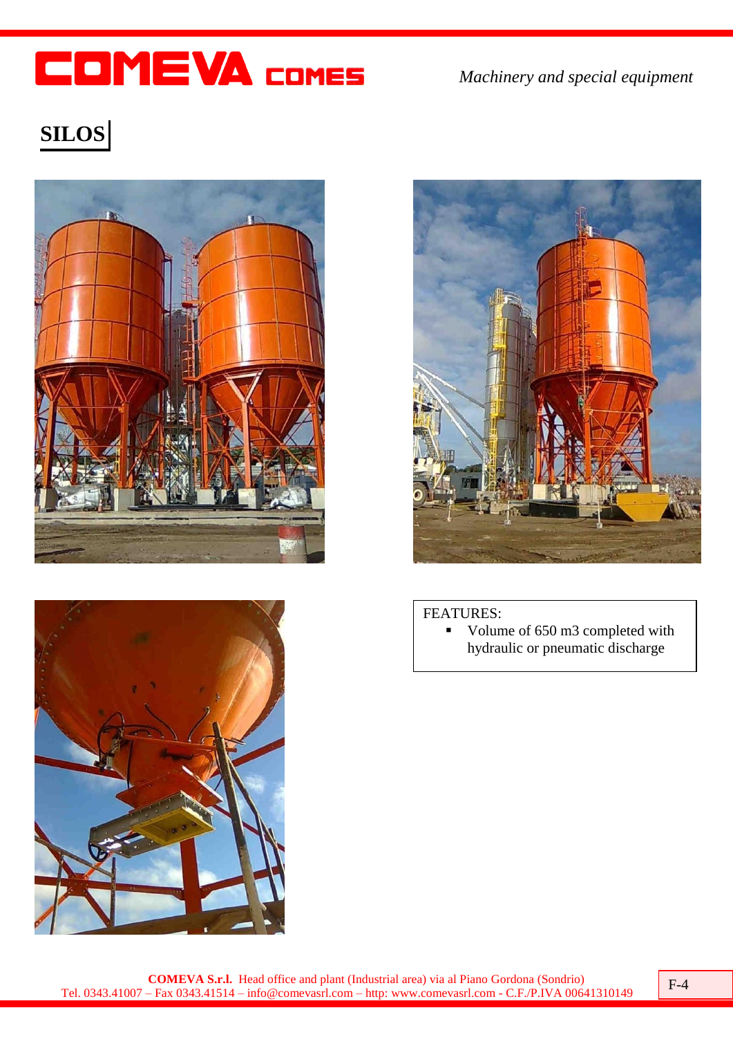# SILOS

FEATURES:

- Volume of 650 m3 completed with hydraulic or pneumatic discharge